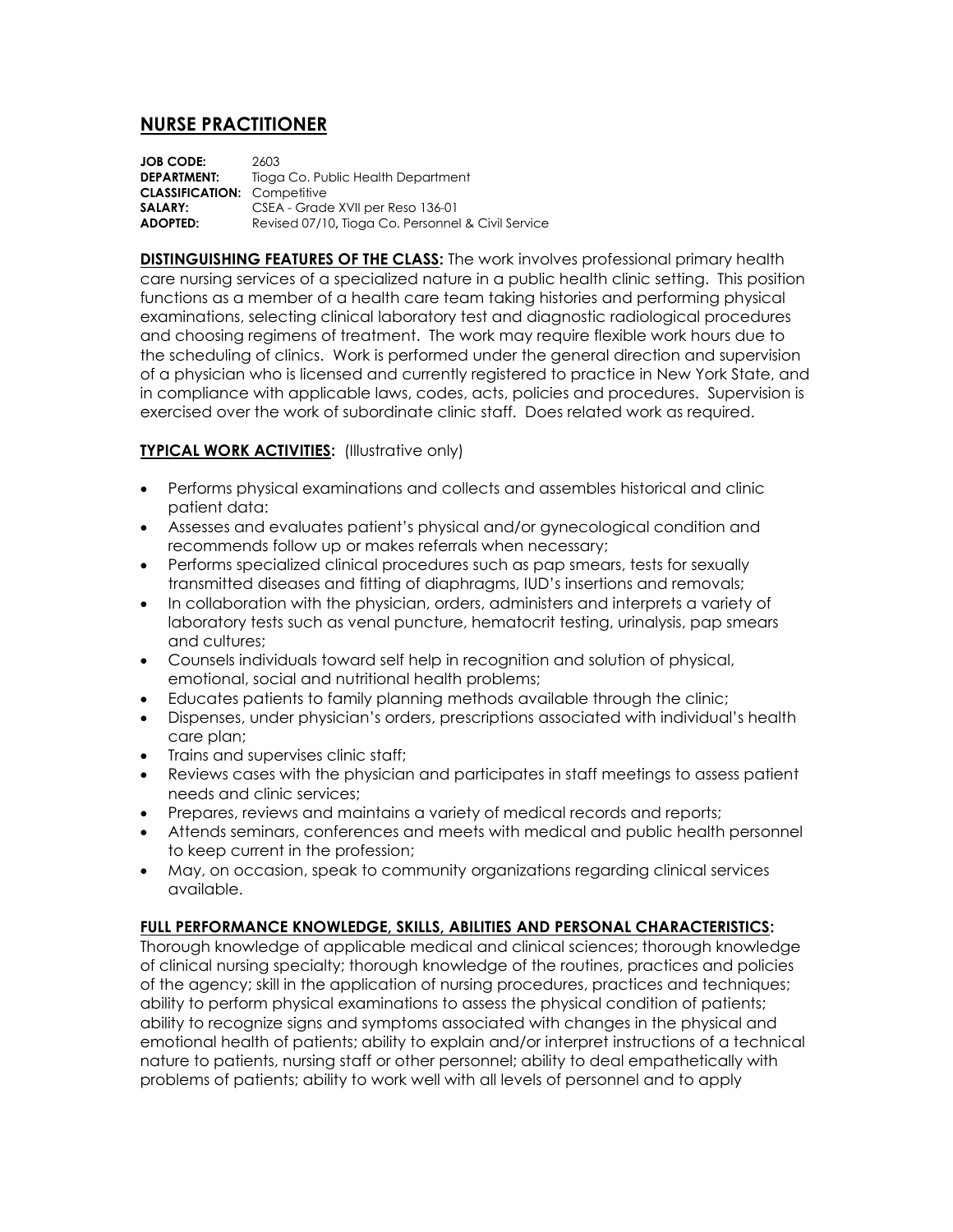# NURSE PRACTITIONER

**JOB CODE:** 2603
**DEPARTMENT:** Tioga Co. Public Health Department
**CLASSIFICATION:** Competitive
**SALARY:** CSEA - Grade XVII per Reso 136-01
**ADOPTED:** Revised 07/10**,** Tioga Co. Personnel & Civil Service

**DISTINGUISHING FEATURES OF THE CLASS:** The work involves professional primary health care nursing services of a specialized nature in a public health clinic setting. This position functions as a member of a health care team taking histories and performing physical examinations, selecting clinical laboratory test and diagnostic radiological procedures and choosing regimens of treatment. The work may require flexible work hours due to the scheduling of clinics. Work is performed under the general direction and supervision of a physician who is licensed and currently registered to practice in New York State, and in compliance with applicable laws, codes, acts, policies and procedures. Supervision is exercised over the work of subordinate clinic staff. Does related work as required.

**TYPICAL WORK ACTIVITIES:** (Illustrative only)

- Performs physical examinations and collects and assembles historical and clinic patient data:
- Assesses and evaluates patient's physical and/or gynecological condition and recommends follow up or makes referrals when necessary;
- Performs specialized clinical procedures such as pap smears, tests for sexually transmitted diseases and fitting of diaphragms, IUD's insertions and removals;
- In collaboration with the physician, orders, administers and interprets a variety of laboratory tests such as venal puncture, hematocrit testing, urinalysis, pap smears and cultures;
- Counsels individuals toward self help in recognition and solution of physical, emotional, social and nutritional health problems;
- Educates patients to family planning methods available through the clinic;
- Dispenses, under physician's orders, prescriptions associated with individual's health care plan;
- Trains and supervises clinic staff;
- Reviews cases with the physician and participates in staff meetings to assess patient needs and clinic services;
- Prepares, reviews and maintains a variety of medical records and reports;
- Attends seminars, conferences and meets with medical and public health personnel to keep current in the profession;
- May, on occasion, speak to community organizations regarding clinical services available.

**FULL PERFORMANCE KNOWLEDGE, SKILLS, ABILITIES AND PERSONAL CHARACTERISTICS:**
Thorough knowledge of applicable medical and clinical sciences; thorough knowledge of clinical nursing specialty; thorough knowledge of the routines, practices and policies of the agency; skill in the application of nursing procedures, practices and techniques; ability to perform physical examinations to assess the physical condition of patients; ability to recognize signs and symptoms associated with changes in the physical and emotional health of patients; ability to explain and/or interpret instructions of a technical nature to patients, nursing staff or other personnel; ability to deal empathetically with problems of patients; ability to work well with all levels of personnel and to apply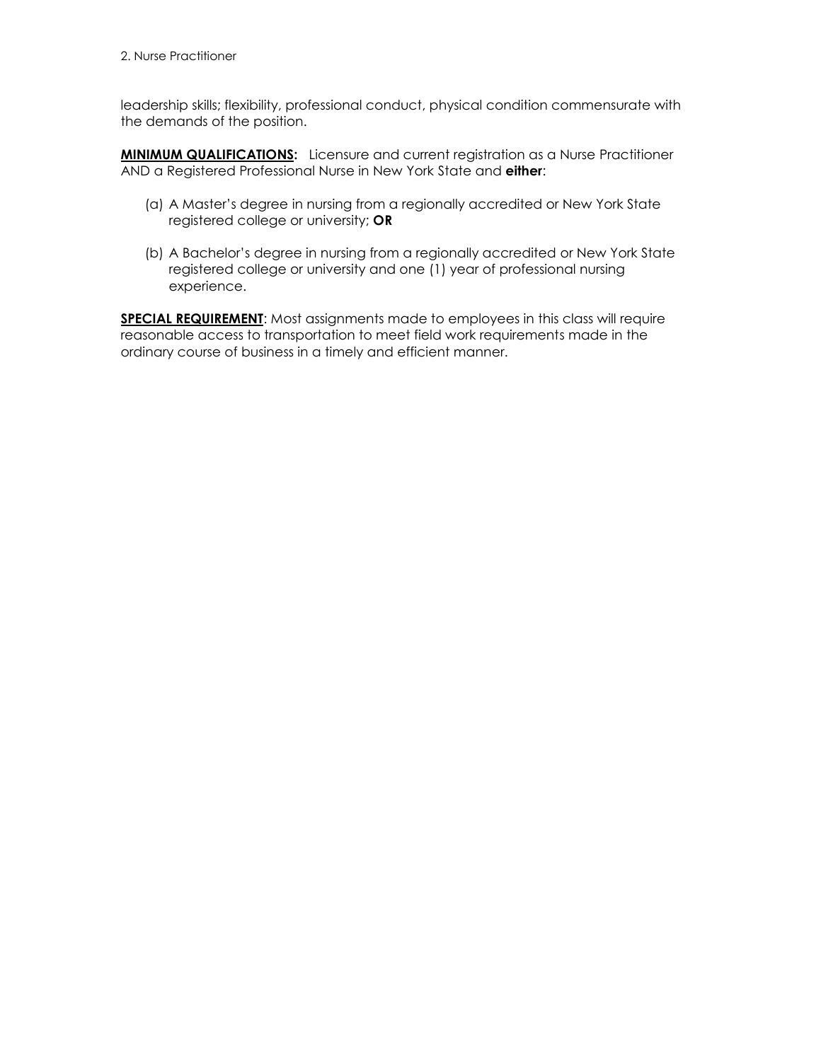leadership skills; flexibility, professional conduct, physical condition commensurate with the demands of the position.

**MINIMUM QUALIFICATIONS:** Licensure and current registration as a Nurse Practitioner AND a Registered Professional Nurse in New York State and **either**:

(a) A Master's degree in nursing from a regionally accredited or New York State registered college or university; **OR**

(b) A Bachelor's degree in nursing from a regionally accredited or New York State registered college or university and one (1) year of professional nursing experience.

**SPECIAL REQUIREMENT**: Most assignments made to employees in this class will require reasonable access to transportation to meet field work requirements made in the ordinary course of business in a timely and efficient manner.